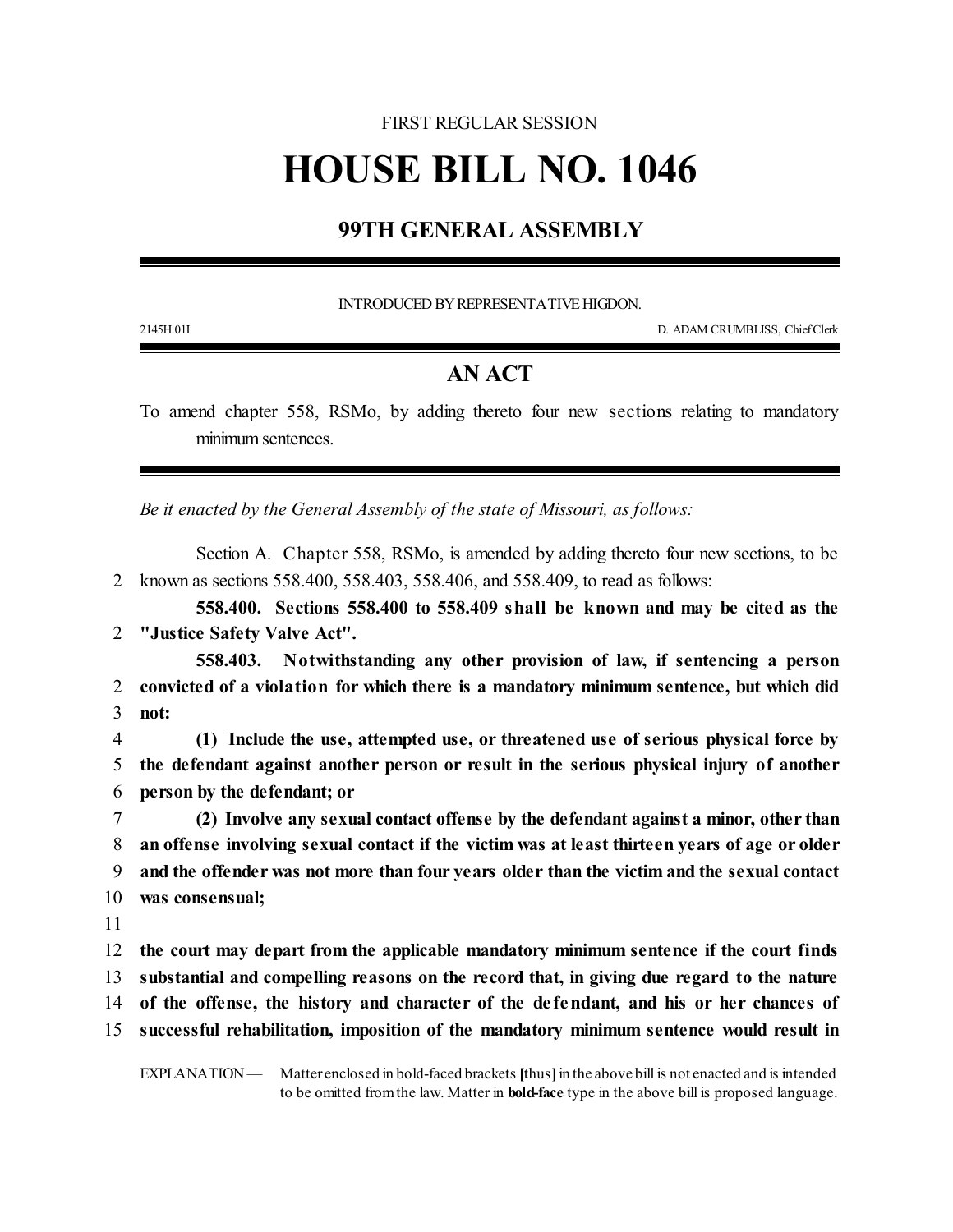FIRST REGULAR SESSION

# HOUSE BILL NO. 1046

## 99TH GENERAL ASSEMBLY

INTRODUCED BY REPRESENTATIVE HIGDON.

2145H.01I D. ADAM CRUMBLISS, Chief Clerk

## AN ACT

To amend chapter 558, RSMo, by adding thereto four new sections relating to mandatory minimum sentences.

*Be it enacted by the General Assembly of the state of Missouri, as follows:*

Section A. Chapter 558, RSMo, is amended by adding thereto four new sections, to be known as sections 558.400, 558.403, 558.406, and 558.409, to read as follows:

**558.400. Sections 558.400 to 558.409 shall be known and may be cited as the "Justice Safety Valve Act".**

**558.403. Notwithstanding any other provision of law, if sentencing a person convicted of a violation for which there is a mandatory minimum sentence, but which did not:**

**(1) Include the use, attempted use, or threatened use of serious physical force by the defendant against another person or result in the serious physical injury of another person by the defendant; or**

**(2) Involve any sexual contact offense by the defendant against a minor, other than an offense involving sexual contact if the victim was at least thirteen years of age or older and the offender was not more than four years older than the victim and the sexual contact was consensual;**

**the court may depart from the applicable mandatory minimum sentence if the court finds substantial and compelling reasons on the record that, in giving due regard to the nature of the offense, the history and character of the defendant, and his or her chances of successful rehabilitation, imposition of the mandatory minimum sentence would result in**

EXPLANATION — Matter enclosed in bold-faced brackets **[**thus**]** in the above bill is not enacted and is intended to be omitted from the law. Matter in **bold-face** type in the above bill is proposed language.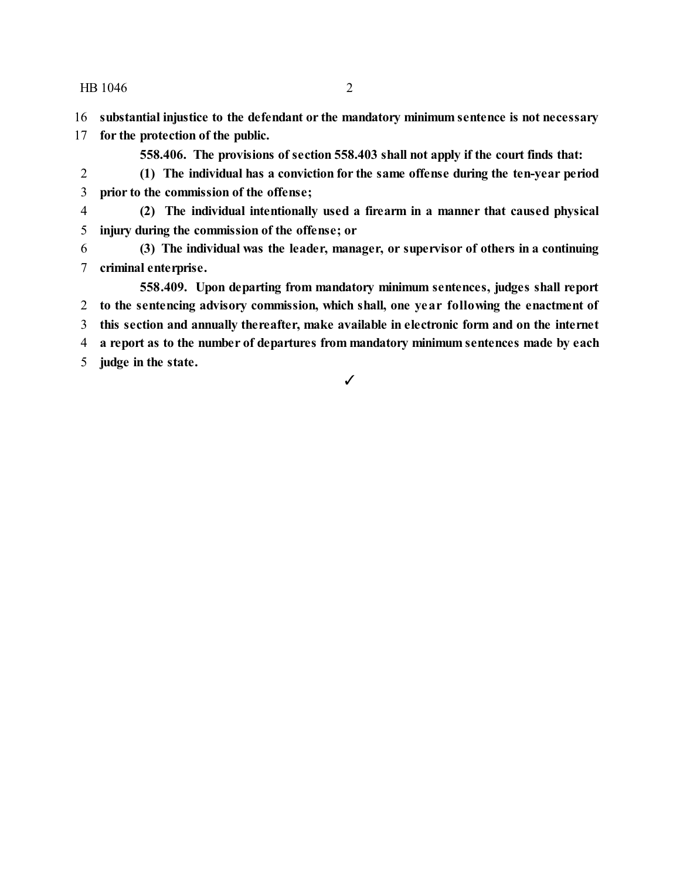**substantial injustice to the defendant or the mandatory minimum sentence is not necessary for the protection of the public.**

**558.406. The provisions of section 558.403 shall not apply if the court finds that:**

**(1) The individual has a conviction for the same offense during the ten-year period prior to the commission of the offense;**

**(2) The individual intentionally used a firearm in a manner that caused physical injury during the commission of the offense; or**

**(3) The individual was the leader, manager, or supervisor of others in a continuing criminal enterprise.**

**558.409. Upon departing from mandatory minimum sentences, judges shall report to the sentencing advisory commission, which shall, one year following the enactment of this section and annually thereafter, make available in electronic form and on the internet a report as to the number of departures from mandatory minimum sentences made by each judge in the state.**

✓